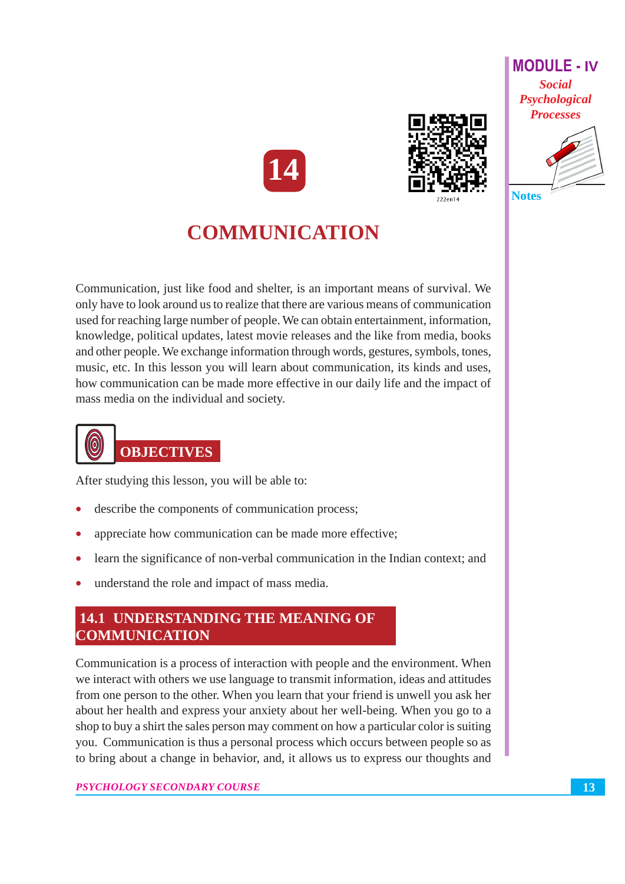# 14

# COMMUNICATION

Communication, just like food and shelter, is an important means of survival. We only have to look around us to realize that there are various means of communication used for reaching large number of people. We can obtain entertainment, information, knowledge, political updates, latest movie releases and the like from media, books and other people. We exchange information through words, gestures, symbols, tones, music, etc. In this lesson you will learn about communication, its kinds and uses, how communication can be made more effective in our daily life and the impact of mass media on the individual and society.

## OBJECTIVES

After studying this lesson, you will be able to:

- describe the components of communication process;
- appreciate how communication can be made more effective;
- learn the significance of non-verbal communication in the Indian context; and
- understand the role and impact of mass media.

## 14.1 UNDERSTANDING THE MEANING OF COMMUNICATION

Communication is a process of interaction with people and the environment. When we interact with others we use language to transmit information, ideas and attitudes from one person to the other. When you learn that your friend is unwell you ask her about her health and express your anxiety about her well-being. When you go to a shop to buy a shirt the sales person may comment on how a particular color is suiting you. Communication is thus a personal process which occurs between people so as to bring about a change in behavior, and, it allows us to express our thoughts and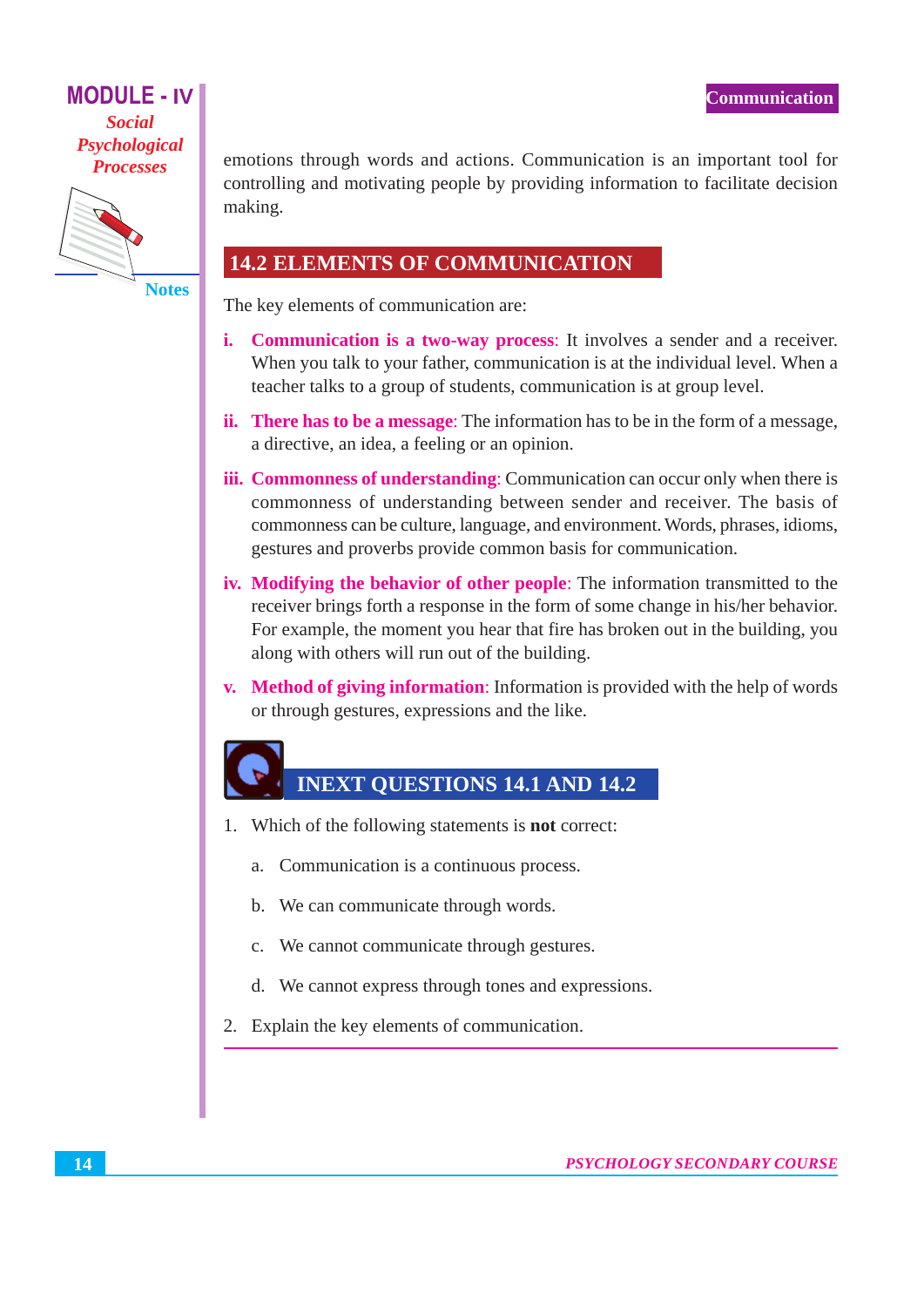emotions through words and actions. Communication is an important tool for controlling and motivating people by providing information to facilitate decision making.

## 14.2 ELEMENTS OF COMMUNICATION

The key elements of communication are:

i. **Communication is a two-way process**: It involves a sender and a receiver. When you talk to your father, communication is at the individual level. When a teacher talks to a group of students, communication is at group level.

ii. **There has to be a message**: The information has to be in the form of a message, a directive, an idea, a feeling or an opinion.

iii. **Commonness of understanding**: Communication can occur only when there is commonness of understanding between sender and receiver. The basis of commonness can be culture, language, and environment. Words, phrases, idioms, gestures and proverbs provide common basis for communication.

iv. **Modifying the behavior of other people**: The information transmitted to the receiver brings forth a response in the form of some change in his/her behavior. For example, the moment you hear that fire has broken out in the building, you along with others will run out of the building.

v. **Method of giving information**: Information is provided with the help of words or through gestures, expressions and the like.

## INEXT QUESTIONS 14.1 AND 14.2

1. Which of the following statements is **not** correct:

   a. Communication is a continuous process.

   b. We can communicate through words.

   c. We cannot communicate through gestures.

   d. We cannot express through tones and expressions.

2. Explain the key elements of communication.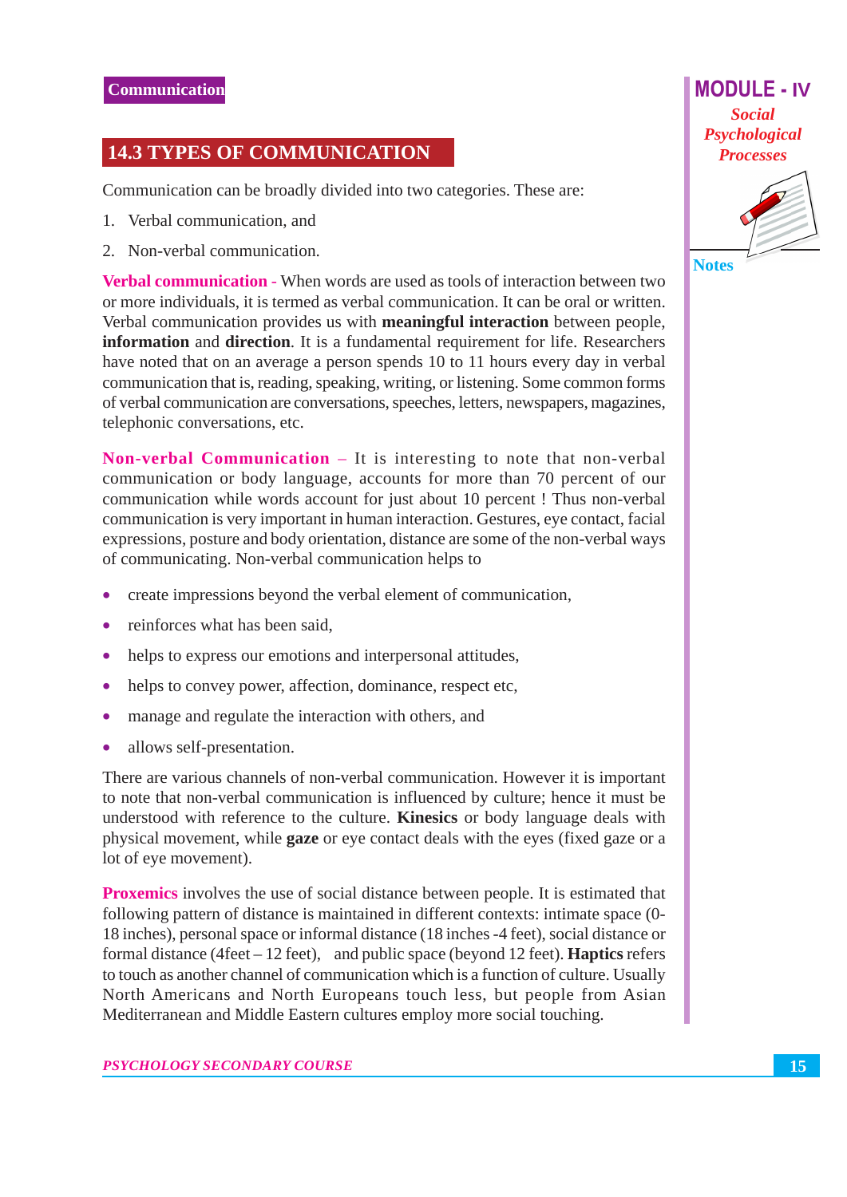## 14.3 TYPES OF COMMUNICATION

Communication can be broadly divided into two categories. These are:

1. Verbal communication, and
2. Non-verbal communication.

**Verbal communication -** When words are used as tools of interaction between two or more individuals, it is termed as verbal communication. It can be oral or written. Verbal communication provides us with **meaningful interaction** between people, **information** and **direction**. It is a fundamental requirement for life. Researchers have noted that on an average a person spends 10 to 11 hours every day in verbal communication that is, reading, speaking, writing, or listening. Some common forms of verbal communication are conversations, speeches, letters, newspapers, magazines, telephonic conversations, etc.

**Non-verbal Communication** – It is interesting to note that non-verbal communication or body language, accounts for more than 70 percent of our communication while words account for just about 10 percent ! Thus non-verbal communication is very important in human interaction. Gestures, eye contact, facial expressions, posture and body orientation, distance are some of the non-verbal ways of communicating. Non-verbal communication helps to

- create impressions beyond the verbal element of communication,
- reinforces what has been said,
- helps to express our emotions and interpersonal attitudes,
- helps to convey power, affection, dominance, respect etc,
- manage and regulate the interaction with others, and
- allows self-presentation.

There are various channels of non-verbal communication. However it is important to note that non-verbal communication is influenced by culture; hence it must be understood with reference to the culture. **Kinesics** or body language deals with physical movement, while **gaze** or eye contact deals with the eyes (fixed gaze or a lot of eye movement).

**Proxemics** involves the use of social distance between people. It is estimated that following pattern of distance is maintained in different contexts: intimate space (0-18 inches), personal space or informal distance (18 inches -4 feet), social distance or formal distance (4feet – 12 feet), and public space (beyond 12 feet). **Haptics** refers to touch as another channel of communication which is a function of culture. Usually North Americans and North Europeans touch less, but people from Asian Mediterranean and Middle Eastern cultures employ more social touching.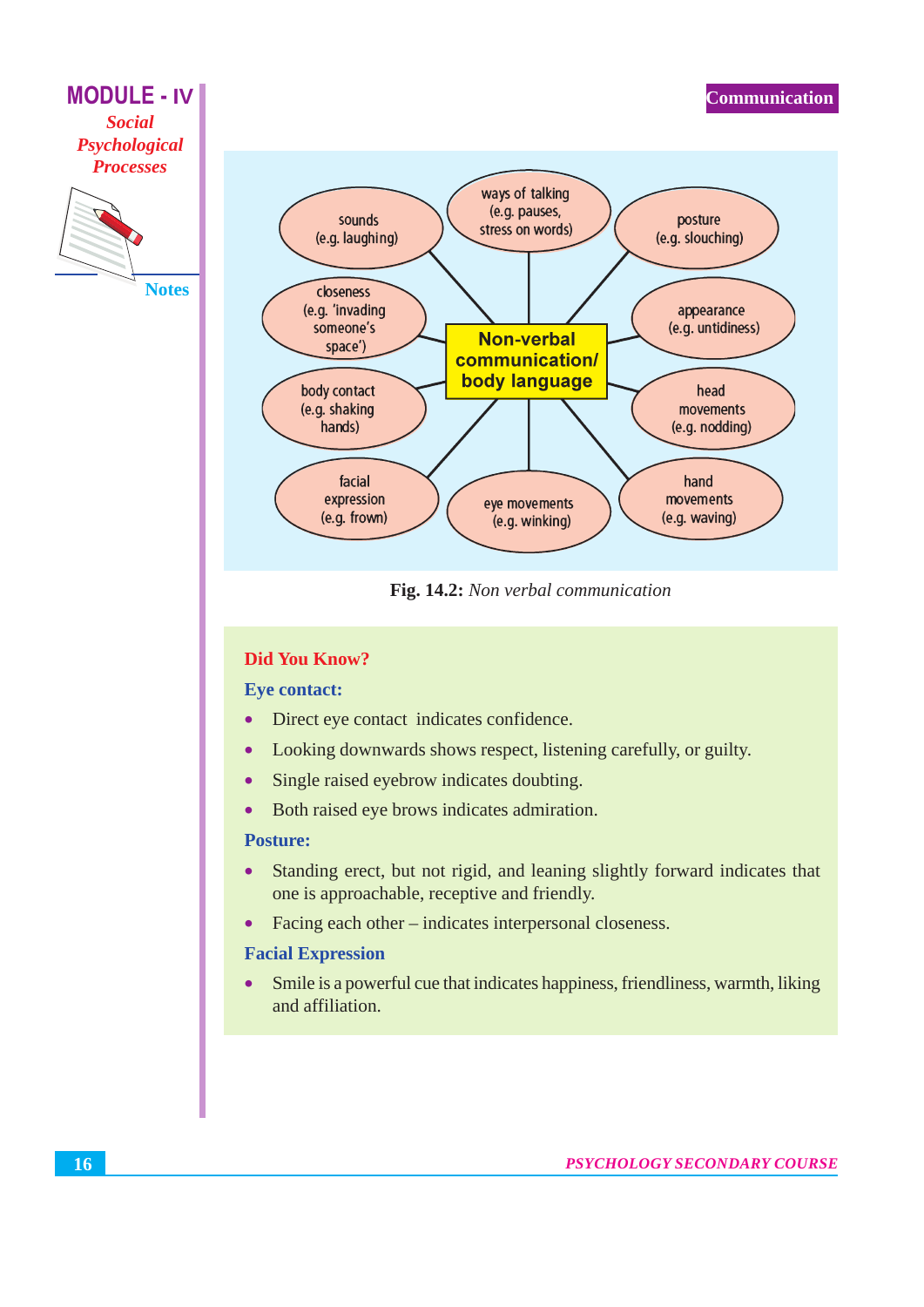Non-verbal communication/ body language

- sounds (e.g. laughing)
- ways of talking (e.g. pauses, stress on words)
- posture (e.g. slouching)
- closeness (e.g. 'invading someone's space')
- appearance (e.g. untidiness)
- body contact (e.g. shaking hands)
- head movements (e.g. nodding)
- facial expression (e.g. frown)
- eye movements (e.g. winking)
- hand movements (e.g. waving)

**Fig. 14.2:** *Non verbal communication*

### Did You Know?

**Eye contact:**

- Direct eye contact indicates confidence.
- Looking downwards shows respect, listening carefully, or guilty.
- Single raised eyebrow indicates doubting.
- Both raised eye brows indicates admiration.

**Posture:**

- Standing erect, but not rigid, and leaning slightly forward indicates that one is approachable, receptive and friendly.
- Facing each other – indicates interpersonal closeness.

**Facial Expression**

- Smile is a powerful cue that indicates happiness, friendliness, warmth, liking and affiliation.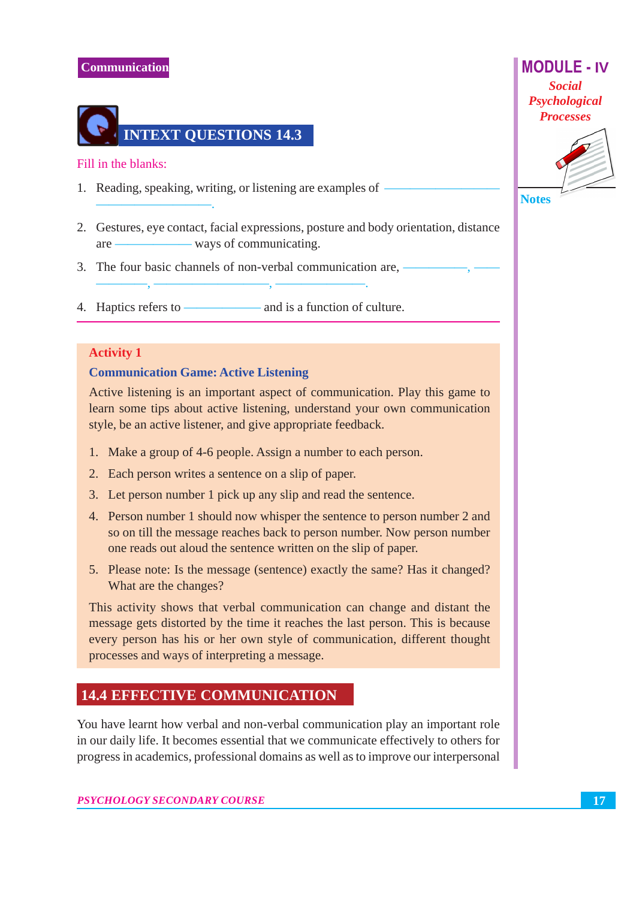## INTEXT QUESTIONS 14.3

Fill in the blanks:

1. Reading, speaking, writing, or listening are examples of ______________ ______________.
2. Gestures, eye contact, facial expressions, posture and body orientation, distance are ______________ ways of communicating.
3. The four basic channels of non-verbal communication are, ______________, ______________, ______________, ______________.
4. Haptics refers to ______________ and is a function of culture.

---

**Activity 1**

**Communication Game: Active Listening**

Active listening is an important aspect of communication. Play this game to learn some tips about active listening, understand your own communication style, be an active listener, and give appropriate feedback.

1. Make a group of 4-6 people. Assign a number to each person.
2. Each person writes a sentence on a slip of paper.
3. Let person number 1 pick up any slip and read the sentence.
4. Person number 1 should now whisper the sentence to person number 2 and so on till the message reaches back to person number. Now person number one reads out aloud the sentence written on the slip of paper.
5. Please note: Is the message (sentence) exactly the same? Has it changed? What are the changes?

This activity shows that verbal communication can change and distant the message gets distorted by the time it reaches the last person. This is because every person has his or her own style of communication, different thought processes and ways of interpreting a message.

## 14.4 EFFECTIVE COMMUNICATION

You have learnt how verbal and non-verbal communication play an important role in our daily life. It becomes essential that we communicate effectively to others for progress in academics, professional domains as well as to improve our interpersonal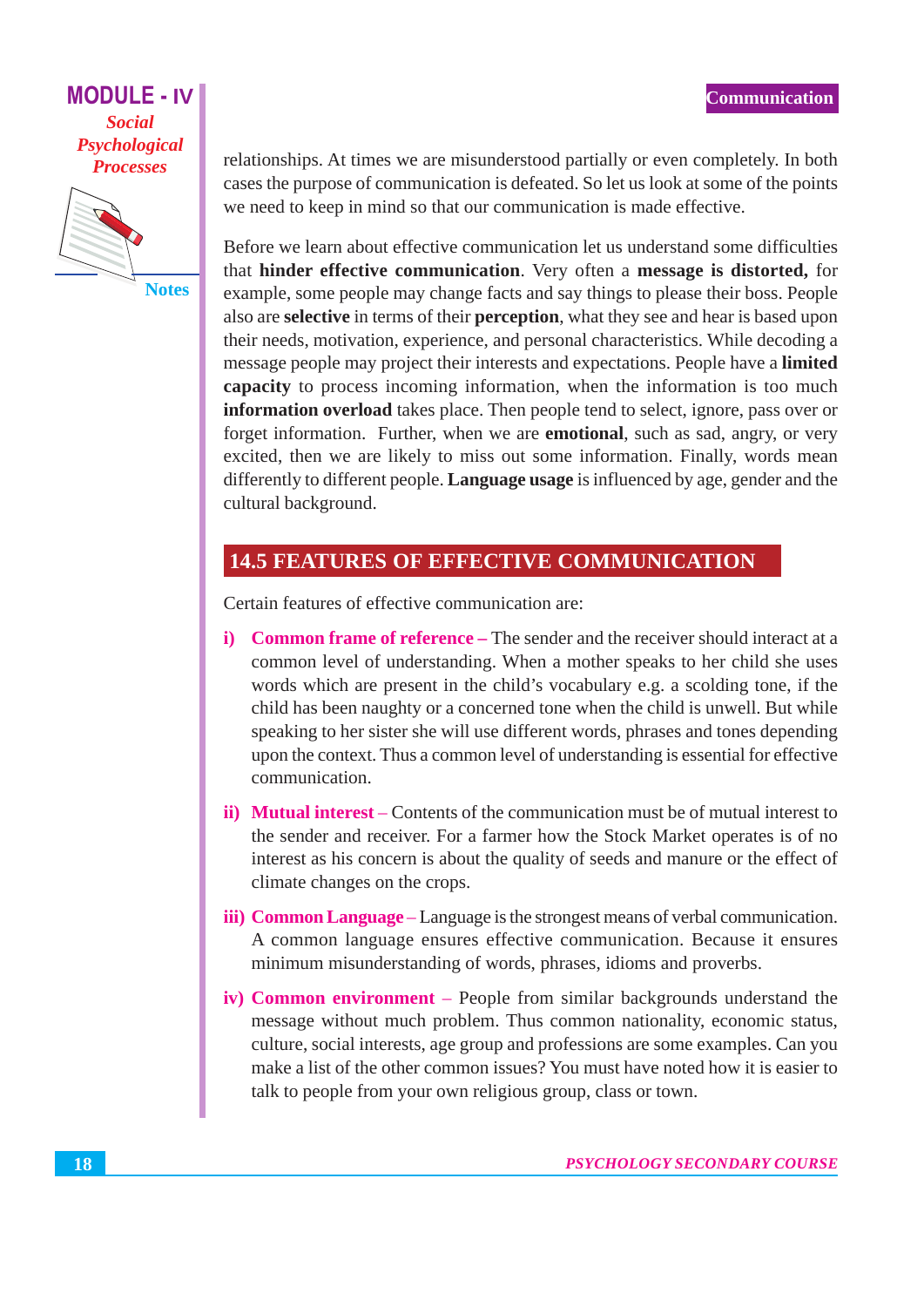relationships. At times we are misunderstood partially or even completely. In both cases the purpose of communication is defeated. So let us look at some of the points we need to keep in mind so that our communication is made effective.

Before we learn about effective communication let us understand some difficulties that **hinder effective communication**. Very often a **message is distorted,** for example, some people may change facts and say things to please their boss. People also are **selective** in terms of their **perception**, what they see and hear is based upon their needs, motivation, experience, and personal characteristics. While decoding a message people may project their interests and expectations. People have a **limited capacity** to process incoming information, when the information is too much **information overload** takes place. Then people tend to select, ignore, pass over or forget information. Further, when we are **emotional**, such as sad, angry, or very excited, then we are likely to miss out some information. Finally, words mean differently to different people. **Language usage** is influenced by age, gender and the cultural background.

## 14.5 FEATURES OF EFFECTIVE COMMUNICATION

Certain features of effective communication are:

i) **Common frame of reference –** The sender and the receiver should interact at a common level of understanding. When a mother speaks to her child she uses words which are present in the child's vocabulary e.g. a scolding tone, if the child has been naughty or a concerned tone when the child is unwell. But while speaking to her sister she will use different words, phrases and tones depending upon the context. Thus a common level of understanding is essential for effective communication.

ii) **Mutual interest –** Contents of the communication must be of mutual interest to the sender and receiver. For a farmer how the Stock Market operates is of no interest as his concern is about the quality of seeds and manure or the effect of climate changes on the crops.

iii) **Common Language –** Language is the strongest means of verbal communication. A common language ensures effective communication. Because it ensures minimum misunderstanding of words, phrases, idioms and proverbs.

iv) **Common environment –** People from similar backgrounds understand the message without much problem. Thus common nationality, economic status, culture, social interests, age group and professions are some examples. Can you make a list of the other common issues? You must have noted how it is easier to talk to people from your own religious group, class or town.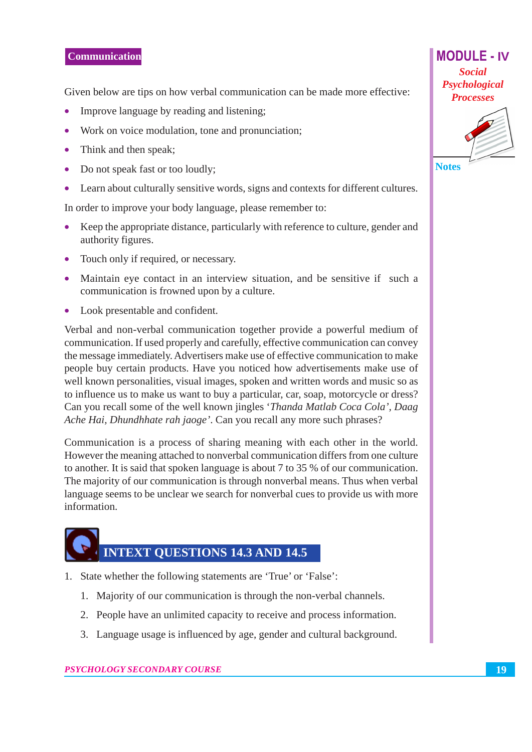Given below are tips on how verbal communication can be made more effective:

- Improve language by reading and listening;
- Work on voice modulation, tone and pronunciation;
- Think and then speak;
- Do not speak fast or too loudly;
- Learn about culturally sensitive words, signs and contexts for different cultures.

In order to improve your body language, please remember to:

- Keep the appropriate distance, particularly with reference to culture, gender and authority figures.
- Touch only if required, or necessary.
- Maintain eye contact in an interview situation, and be sensitive if such a communication is frowned upon by a culture.
- Look presentable and confident.

Verbal and non-verbal communication together provide a powerful medium of communication. If used properly and carefully, effective communication can convey the message immediately. Advertisers make use of effective communication to make people buy certain products. Have you noticed how advertisements make use of well known personalities, visual images, spoken and written words and music so as to influence us to make us want to buy a particular, car, soap, motorcycle or dress? Can you recall some of the well known jingles '*Thanda Matlab Coca Cola*', *Daag Ache Hai, Dhundhhate rah jaoge*'. Can you recall any more such phrases?

Communication is a process of sharing meaning with each other in the world. However the meaning attached to nonverbal communication differs from one culture to another. It is said that spoken language is about 7 to 35 % of our communication. The majority of our communication is through nonverbal means. Thus when verbal language seems to be unclear we search for nonverbal cues to provide us with more information.

## INTEXT QUESTIONS 14.3 AND 14.5

1. State whether the following statements are 'True' or 'False':
    1. Majority of our communication is through the non-verbal channels.
    2. People have an unlimited capacity to receive and process information.
    3. Language usage is influenced by age, gender and cultural background.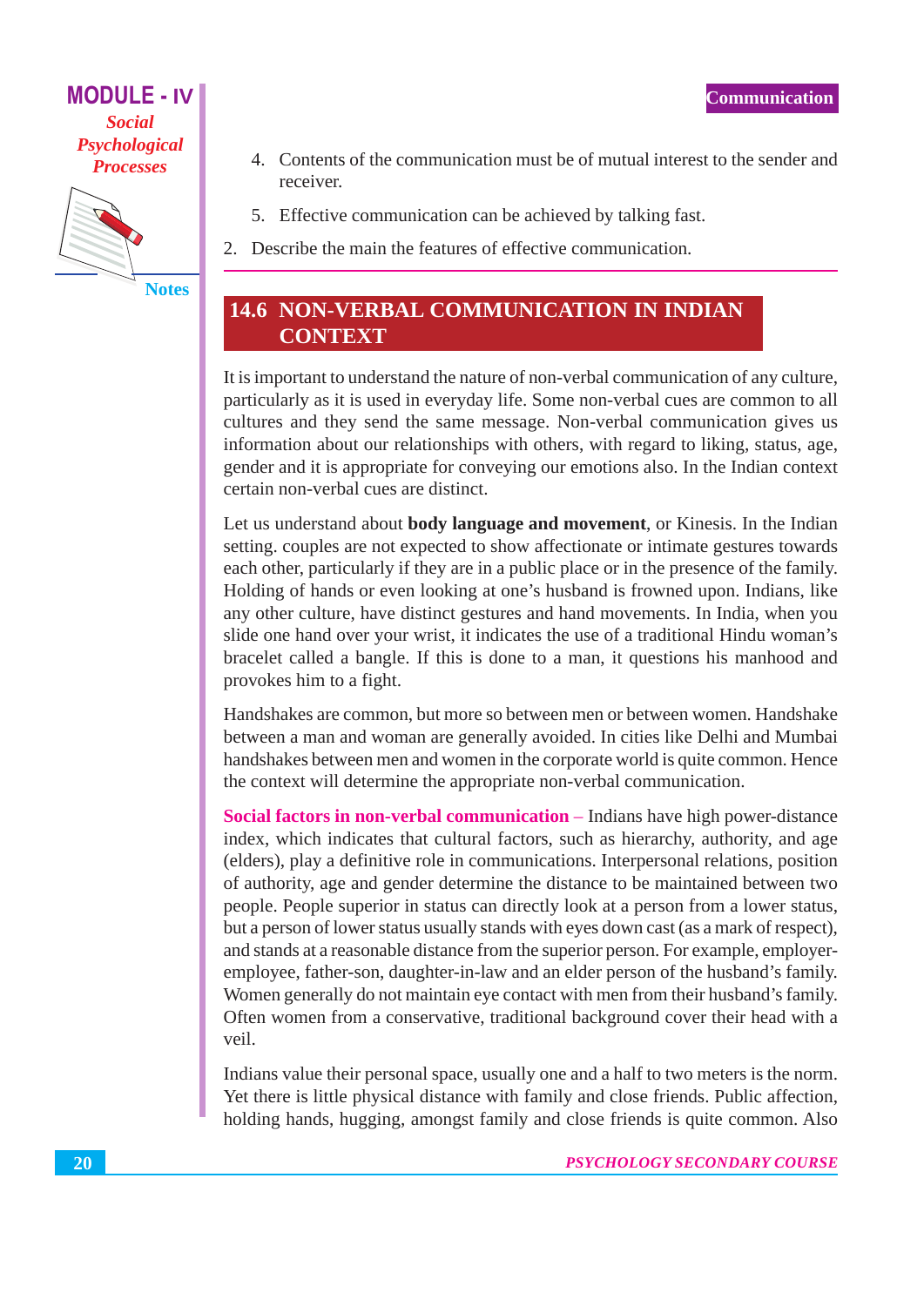4. Contents of the communication must be of mutual interest to the sender and receiver.

5. Effective communication can be achieved by talking fast.

2. Describe the main the features of effective communication.

## 14.6 NON-VERBAL COMMUNICATION IN INDIAN CONTEXT

It is important to understand the nature of non-verbal communication of any culture, particularly as it is used in everyday life. Some non-verbal cues are common to all cultures and they send the same message. Non-verbal communication gives us information about our relationships with others, with regard to liking, status, age, gender and it is appropriate for conveying our emotions also. In the Indian context certain non-verbal cues are distinct.

Let us understand about **body language and movement**, or Kinesis. In the Indian setting. couples are not expected to show affectionate or intimate gestures towards each other, particularly if they are in a public place or in the presence of the family. Holding of hands or even looking at one's husband is frowned upon. Indians, like any other culture, have distinct gestures and hand movements. In India, when you slide one hand over your wrist, it indicates the use of a traditional Hindu woman's bracelet called a bangle. If this is done to a man, it questions his manhood and provokes him to a fight.

Handshakes are common, but more so between men or between women. Handshake between a man and woman are generally avoided. In cities like Delhi and Mumbai handshakes between men and women in the corporate world is quite common. Hence the context will determine the appropriate non-verbal communication.

**Social factors in non-verbal communication** – Indians have high power-distance index, which indicates that cultural factors, such as hierarchy, authority, and age (elders), play a definitive role in communications. Interpersonal relations, position of authority, age and gender determine the distance to be maintained between two people. People superior in status can directly look at a person from a lower status, but a person of lower status usually stands with eyes down cast (as a mark of respect), and stands at a reasonable distance from the superior person. For example, employer-employee, father-son, daughter-in-law and an elder person of the husband's family. Women generally do not maintain eye contact with men from their husband's family. Often women from a conservative, traditional background cover their head with a veil.

Indians value their personal space, usually one and a half to two meters is the norm. Yet there is little physical distance with family and close friends. Public affection, holding hands, hugging, amongst family and close friends is quite common. Also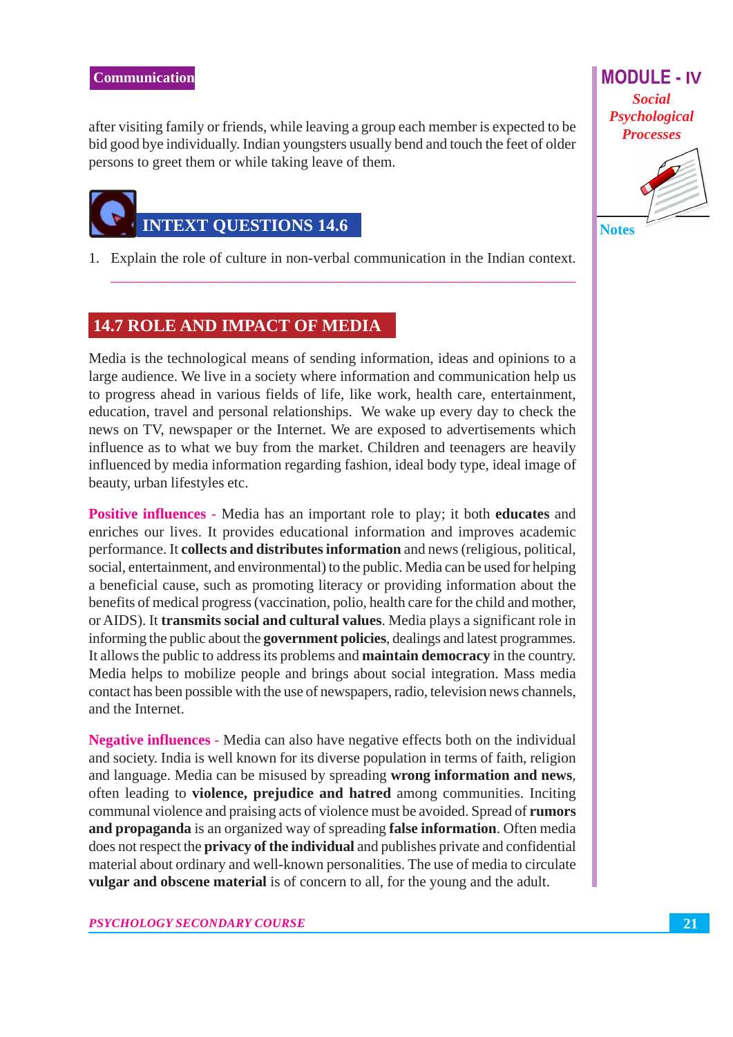after visiting family or friends, while leaving a group each member is expected to be bid good bye individually. Indian youngsters usually bend and touch the feet of older persons to greet them or while taking leave of them.

## INTEXT QUESTIONS 14.6

1. Explain the role of culture in non-verbal communication in the Indian context.

## 14.7 ROLE AND IMPACT OF MEDIA

Media is the technological means of sending information, ideas and opinions to a large audience. We live in a society where information and communication help us to progress ahead in various fields of life, like work, health care, entertainment, education, travel and personal relationships. We wake up every day to check the news on TV, newspaper or the Internet. We are exposed to advertisements which influence as to what we buy from the market. Children and teenagers are heavily influenced by media information regarding fashion, ideal body type, ideal image of beauty, urban lifestyles etc.

**Positive influences** - Media has an important role to play; it both **educates** and enriches our lives. It provides educational information and improves academic performance. It **collects and distributes information** and news (religious, political, social, entertainment, and environmental) to the public. Media can be used for helping a beneficial cause, such as promoting literacy or providing information about the benefits of medical progress (vaccination, polio, health care for the child and mother, or AIDS). It **transmits social and cultural values**. Media plays a significant role in informing the public about the **government policies**, dealings and latest programmes. It allows the public to address its problems and **maintain democracy** in the country. Media helps to mobilize people and brings about social integration. Mass media contact has been possible with the use of newspapers, radio, television news channels, and the Internet.

**Negative influences** - Media can also have negative effects both on the individual and society. India is well known for its diverse population in terms of faith, religion and language. Media can be misused by spreading **wrong information and news**, often leading to **violence, prejudice and hatred** among communities. Inciting communal violence and praising acts of violence must be avoided. Spread of **rumors and propaganda** is an organized way of spreading **false information**. Often media does not respect the **privacy of the individual** and publishes private and confidential material about ordinary and well-known personalities. The use of media to circulate **vulgar and obscene material** is of concern to all, for the young and the adult.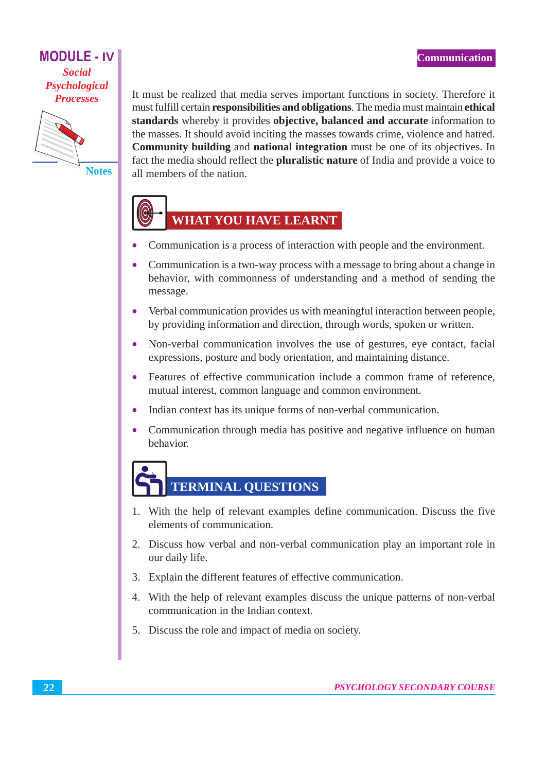It must be realized that media serves important functions in society. Therefore it must fulfill certain **responsibilities and obligations**. The media must maintain **ethical standards** whereby it provides **objective, balanced and accurate** information to the masses. It should avoid inciting the masses towards crime, violence and hatred. **Community building** and **national integration** must be one of its objectives. In fact the media should reflect the **pluralistic nature** of India and provide a voice to all members of the nation.

## WHAT YOU HAVE LEARNT

- Communication is a process of interaction with people and the environment.
- Communication is a two-way process with a message to bring about a change in behavior, with commonness of understanding and a method of sending the message.
- Verbal communication provides us with meaningful interaction between people, by providing information and direction, through words, spoken or written.
- Non-verbal communication involves the use of gestures, eye contact, facial expressions, posture and body orientation, and maintaining distance.
- Features of effective communication include a common frame of reference, mutual interest, common language and common environment.
- Indian context has its unique forms of non-verbal communication.
- Communication through media has positive and negative influence on human behavior.

## TERMINAL QUESTIONS

1. With the help of relevant examples define communication. Discuss the five elements of communication.
2. Discuss how verbal and non-verbal communication play an important role in our daily life.
3. Explain the different features of effective communication.
4. With the help of relevant examples discuss the unique patterns of non-verbal communication in the Indian context.
5. Discuss the role and impact of media on society.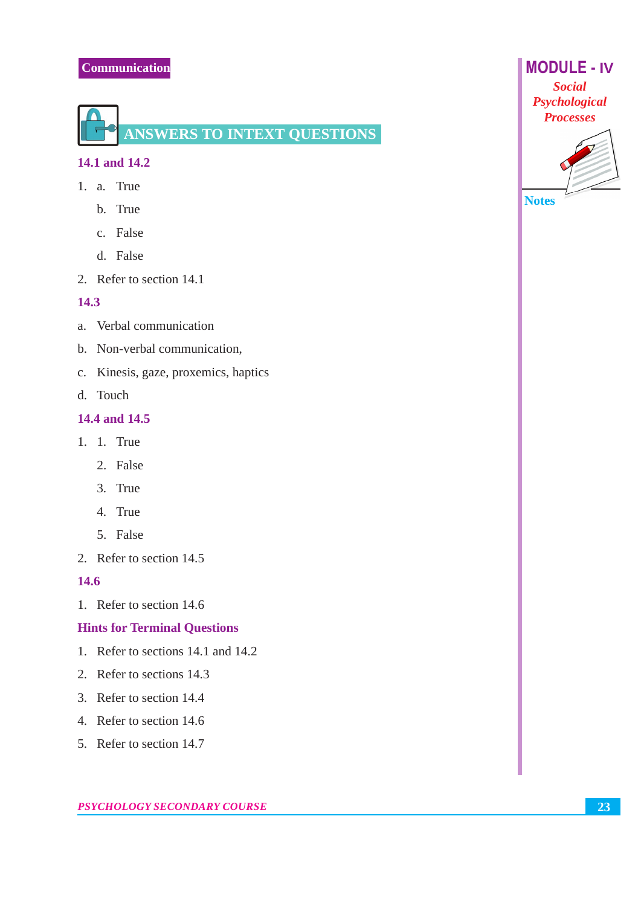## ANSWERS TO INTEXT QUESTIONS

### 14.1 and 14.2

1. a. True
   b. True
   c. False
   d. False
2. Refer to section 14.1

### 14.3

a. Verbal communication

b. Non-verbal communication,

c. Kinesis, gaze, proxemics, haptics

d. Touch

### 14.4 and 14.5

1. 1. True
   2. False
   3. True
   4. True
   5. False
2. Refer to section 14.5

### 14.6

1. Refer to section 14.6

### Hints for Terminal Questions

1. Refer to sections 14.1 and 14.2
2. Refer to sections 14.3
3. Refer to section 14.4
4. Refer to section 14.6
5. Refer to section 14.7